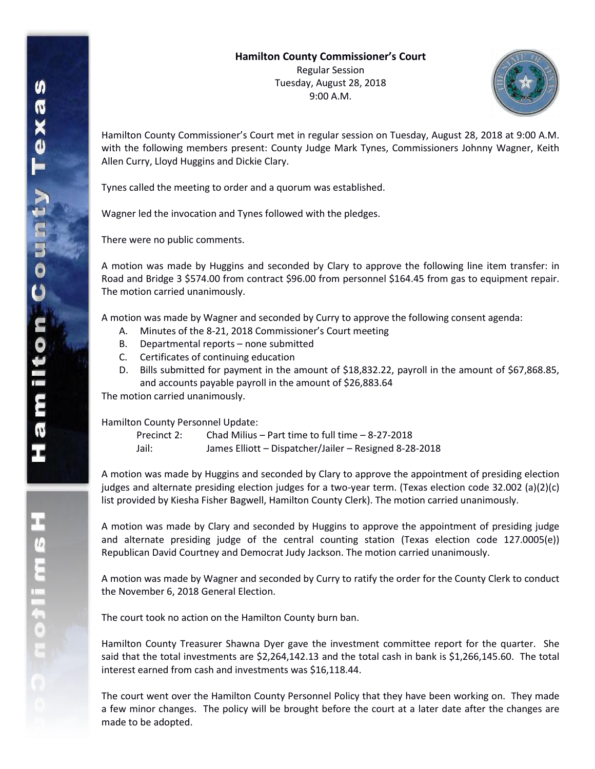**Hamilton County Commissioner's Court**
Regular Session
Tuesday, August 28, 2018
9:00 A.M.

Hamilton County Commissioner's Court met in regular session on Tuesday, August 28, 2018 at 9:00 A.M. with the following members present: County Judge Mark Tynes, Commissioners Johnny Wagner, Keith Allen Curry, Lloyd Huggins and Dickie Clary.

Tynes called the meeting to order and a quorum was established.

Wagner led the invocation and Tynes followed with the pledges.

There were no public comments.

A motion was made by Huggins and seconded by Clary to approve the following line item transfer: in Road and Bridge 3 $574.00 from contract $96.00 from personnel $164.45 from gas to equipment repair. The motion carried unanimously.

A motion was made by Wagner and seconded by Curry to approve the following consent agenda:

A. Minutes of the 8-21, 2018 Commissioner's Court meeting
B. Departmental reports – none submitted
C. Certificates of continuing education
D. Bills submitted for payment in the amount of $18,832.22, payroll in the amount of $67,868.85, and accounts payable payroll in the amount of $26,883.64

The motion carried unanimously.

Hamilton County Personnel Update:

Precinct 2: Chad Milius – Part time to full time – 8-27-2018
Jail: James Elliott – Dispatcher/Jailer – Resigned 8-28-2018

A motion was made by Huggins and seconded by Clary to approve the appointment of presiding election judges and alternate presiding election judges for a two-year term. (Texas election code 32.002 (a)(2)(c) list provided by Kiesha Fisher Bagwell, Hamilton County Clerk). The motion carried unanimously.

A motion was made by Clary and seconded by Huggins to approve the appointment of presiding judge and alternate presiding judge of the central counting station (Texas election code 127.0005(e)) Republican David Courtney and Democrat Judy Jackson. The motion carried unanimously.

A motion was made by Wagner and seconded by Curry to ratify the order for the County Clerk to conduct the November 6, 2018 General Election.

The court took no action on the Hamilton County burn ban.

Hamilton County Treasurer Shawna Dyer gave the investment committee report for the quarter. She said that the total investments are $2,264,142.13 and the total cash in bank is $1,266,145.60. The total interest earned from cash and investments was $16,118.44.

The court went over the Hamilton County Personnel Policy that they have been working on. They made a few minor changes. The policy will be brought before the court at a later date after the changes are made to be adopted.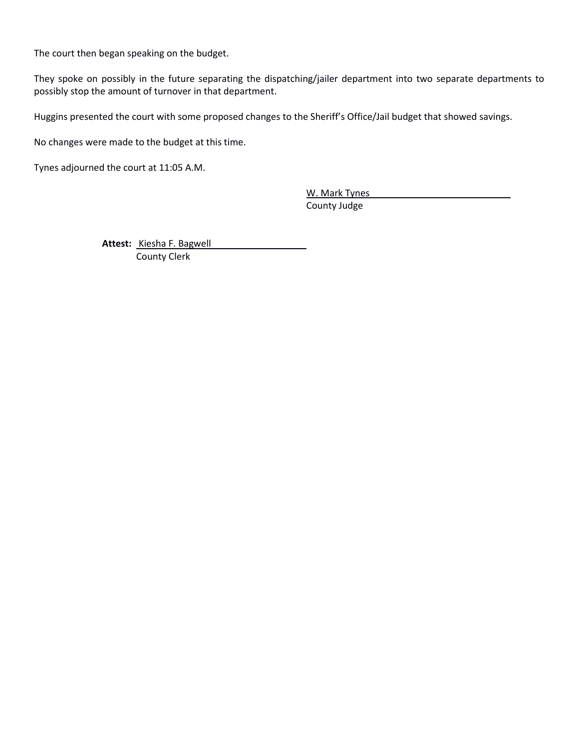The court then began speaking on the budget.

They spoke on possibly in the future separating the dispatching/jailer department into two separate departments to possibly stop the amount of turnover in that department.

Huggins presented the court with some proposed changes to the Sheriff's Office/Jail budget that showed savings.

No changes were made to the budget at this time.

Tynes adjourned the court at 11:05 A.M.

W. Mark Tynes
County Judge

**Attest:** Kiesha F. Bagwell
County Clerk